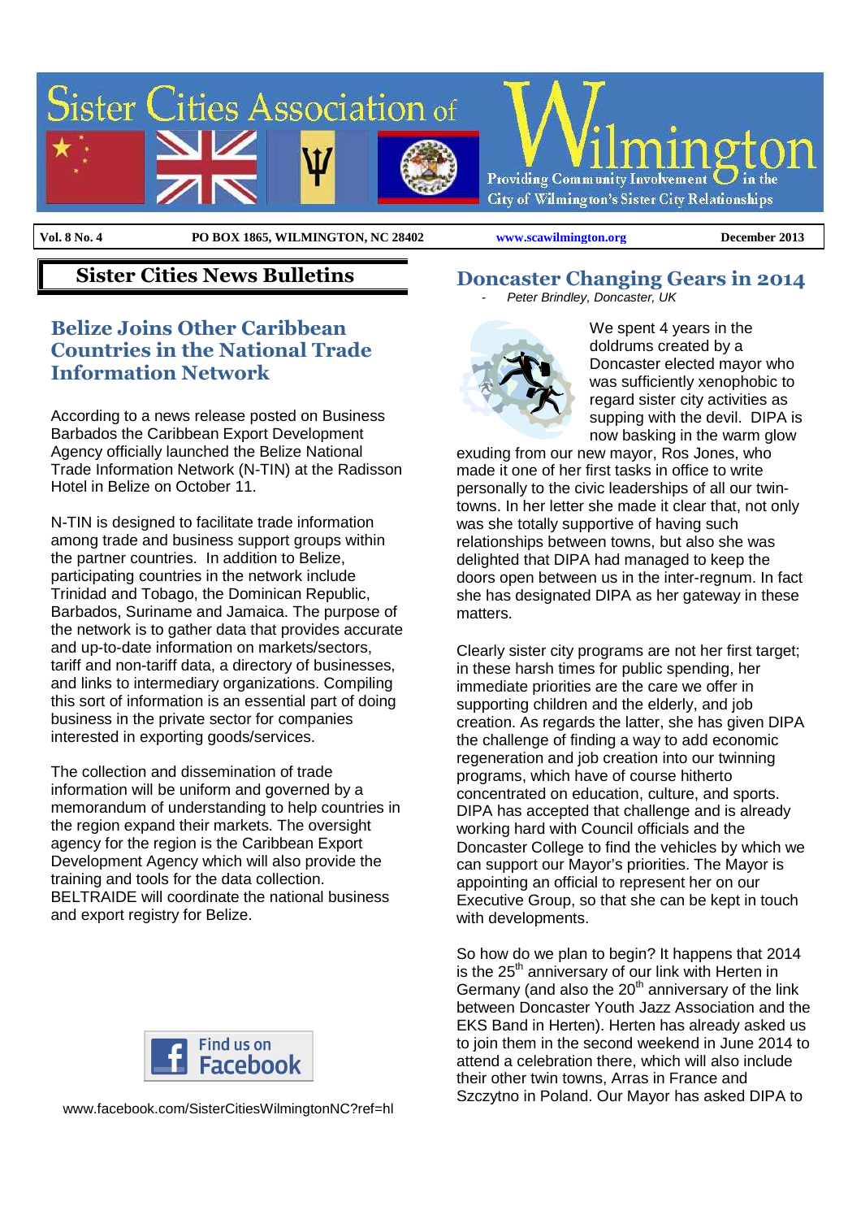# Sister Cities Association of Wilmington

Providing Community Involvement in the City of Wilmington's Sister City Relationships

**Vol. 8 No. 4** | **PO BOX 1865, WILMINGTON, NC 28402** | **www.scawilmington.org** | **December 2013**

## Sister Cities News Bulletins

### Belize Joins Other Caribbean Countries in the National Trade Information Network

According to a news release posted on Business Barbados the Caribbean Export Development Agency officially launched the Belize National Trade Information Network (N-TIN) at the Radisson Hotel in Belize on October 11.

N-TIN is designed to facilitate trade information among trade and business support groups within the partner countries. In addition to Belize, participating countries in the network include Trinidad and Tobago, the Dominican Republic, Barbados, Suriname and Jamaica. The purpose of the network is to gather data that provides accurate and up-to-date information on markets/sectors, tariff and non-tariff data, a directory of businesses, and links to intermediary organizations. Compiling this sort of information is an essential part of doing business in the private sector for companies interested in exporting goods/services.

The collection and dissemination of trade information will be uniform and governed by a memorandum of understanding to help countries in the region expand their markets. The oversight agency for the region is the Caribbean Export Development Agency which will also provide the training and tools for the data collection. BELTRAIDE will coordinate the national business and export registry for Belize.

Find us on Facebook

www.facebook.com/SisterCitiesWilmingtonNC?ref=hl

## Doncaster Changing Gears in 2014

- *Peter Brindley, Doncaster, UK*

We spent 4 years in the doldrums created by a Doncaster elected mayor who was sufficiently xenophobic to regard sister city activities as supping with the devil. DIPA is now basking in the warm glow exuding from our new mayor, Ros Jones, who made it one of her first tasks in office to write personally to the civic leaderships of all our twin-towns. In her letter she made it clear that, not only was she totally supportive of having such relationships between towns, but also she was delighted that DIPA had managed to keep the doors open between us in the inter-regnum. In fact she has designated DIPA as her gateway in these matters.

Clearly sister city programs are not her first target; in these harsh times for public spending, her immediate priorities are the care we offer in supporting children and the elderly, and job creation. As regards the latter, she has given DIPA the challenge of finding a way to add economic regeneration and job creation into our twinning programs, which have of course hitherto concentrated on education, culture, and sports. DIPA has accepted that challenge and is already working hard with Council officials and the Doncaster College to find the vehicles by which we can support our Mayor's priorities. The Mayor is appointing an official to represent her on our Executive Group, so that she can be kept in touch with developments.

So how do we plan to begin? It happens that 2014 is the 25th anniversary of our link with Herten in Germany (and also the 20th anniversary of the link between Doncaster Youth Jazz Association and the EKS Band in Herten). Herten has already asked us to join them in the second weekend in June 2014 to attend a celebration there, which will also include their other twin towns, Arras in France and Szczytno in Poland. Our Mayor has asked DIPA to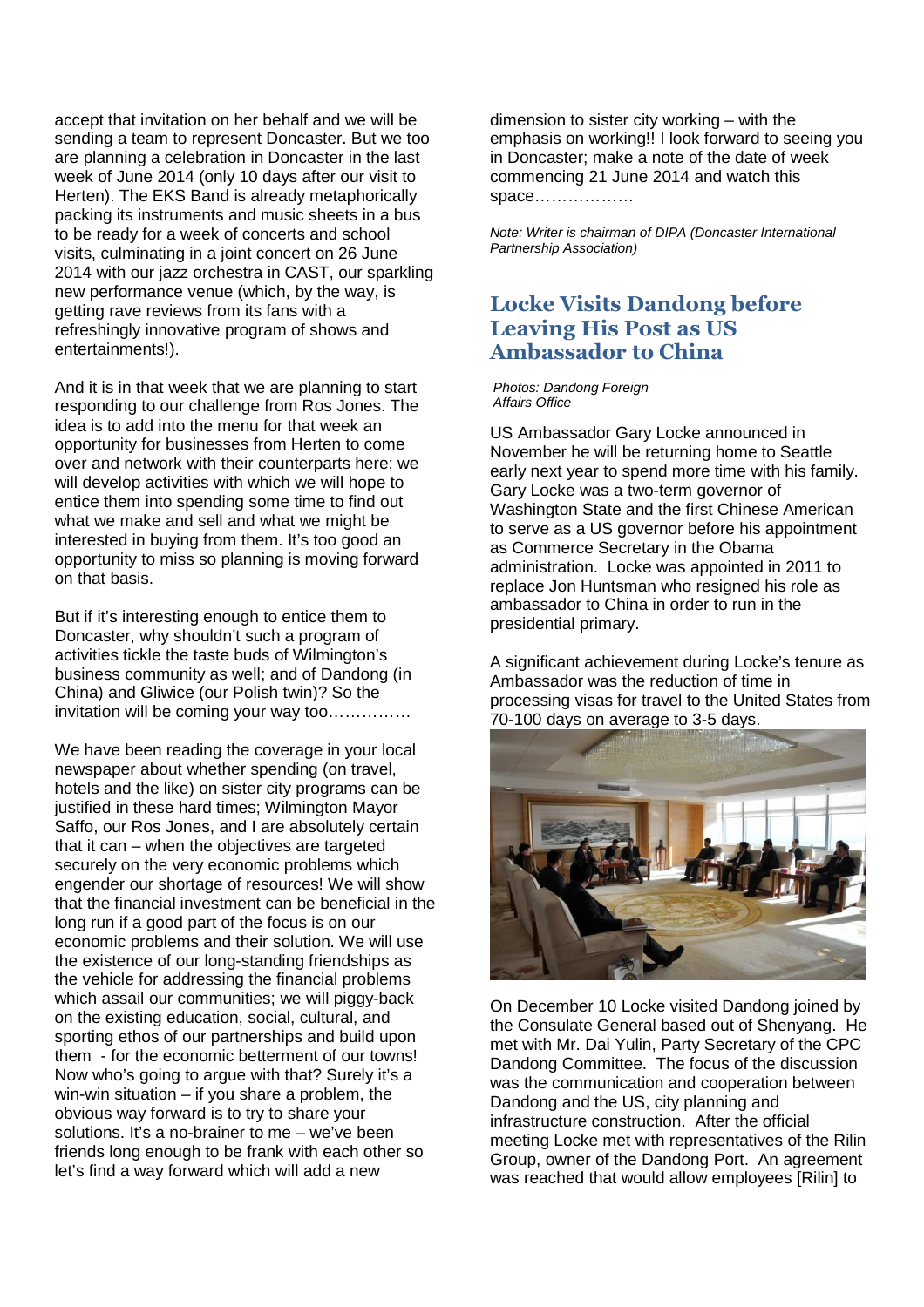accept that invitation on her behalf and we will be sending a team to represent Doncaster. But we too are planning a celebration in Doncaster in the last week of June 2014 (only 10 days after our visit to Herten). The EKS Band is already metaphorically packing its instruments and music sheets in a bus to be ready for a week of concerts and school visits, culminating in a joint concert on 26 June 2014 with our jazz orchestra in CAST, our sparkling new performance venue (which, by the way, is getting rave reviews from its fans with a refreshingly innovative program of shows and entertainments!).

And it is in that week that we are planning to start responding to our challenge from Ros Jones. The idea is to add into the menu for that week an opportunity for businesses from Herten to come over and network with their counterparts here; we will develop activities with which we will hope to entice them into spending some time to find out what we make and sell and what we might be interested in buying from them. It's too good an opportunity to miss so planning is moving forward on that basis.

But if it's interesting enough to entice them to Doncaster, why shouldn't such a program of activities tickle the taste buds of Wilmington's business community as well; and of Dandong (in China) and Gliwice (our Polish twin)? So the invitation will be coming your way too……………

We have been reading the coverage in your local newspaper about whether spending (on travel, hotels and the like) on sister city programs can be justified in these hard times; Wilmington Mayor Saffo, our Ros Jones, and I are absolutely certain that it can – when the objectives are targeted securely on the very economic problems which engender our shortage of resources! We will show that the financial investment can be beneficial in the long run if a good part of the focus is on our economic problems and their solution. We will use the existence of our long-standing friendships as the vehicle for addressing the financial problems which assail our communities; we will piggy-back on the existing education, social, cultural, and sporting ethos of our partnerships and build upon them - for the economic betterment of our towns! Now who's going to argue with that? Surely it's a win-win situation – if you share a problem, the obvious way forward is to try to share your solutions. It's a no-brainer to me – we've been friends long enough to be frank with each other so let's find a way forward which will add a new dimension to sister city working – with the emphasis on working!! I look forward to seeing you in Doncaster; make a note of the date of week commencing 21 June 2014 and watch this space………………

*Note: Writer is chairman of DIPA (Doncaster International Partnership Association)*

## Locke Visits Dandong before Leaving His Post as US Ambassador to China

*Photos: Dandong Foreign Affairs Office*

US Ambassador Gary Locke announced in November he will be returning home to Seattle early next year to spend more time with his family. Gary Locke was a two-term governor of Washington State and the first Chinese American to serve as a US governor before his appointment as Commerce Secretary in the Obama administration. Locke was appointed in 2011 to replace Jon Huntsman who resigned his role as ambassador to China in order to run in the presidential primary.

A significant achievement during Locke's tenure as Ambassador was the reduction of time in processing visas for travel to the United States from 70-100 days on average to 3-5 days.

On December 10 Locke visited Dandong joined by the Consulate General based out of Shenyang. He met with Mr. Dai Yulin, Party Secretary of the CPC Dandong Committee. The focus of the discussion was the communication and cooperation between Dandong and the US, city planning and infrastructure construction. After the official meeting Locke met with representatives of the Rilin Group, owner of the Dandong Port. An agreement was reached that would allow employees [Rilin] to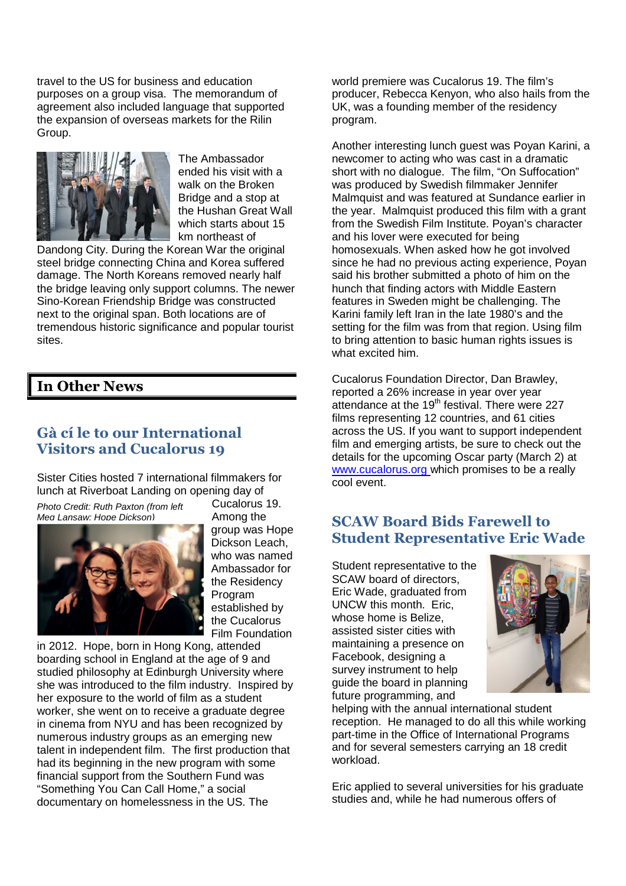travel to the US for business and education purposes on a group visa. The memorandum of agreement also included language that supported the expansion of overseas markets for the Rilin Group.

The Ambassador ended his visit with a walk on the Broken Bridge and a stop at the Hushan Great Wall which starts about 15 km northeast of Dandong City. During the Korean War the original steel bridge connecting China and Korea suffered damage. The North Koreans removed nearly half the bridge leaving only support columns. The newer Sino-Korean Friendship Bridge was constructed next to the original span. Both locations are of tremendous historic significance and popular tourist sites.

## In Other News

### Gà cí le to our International Visitors and Cucalorus 19

Sister Cities hosted 7 international filmmakers for lunch at Riverboat Landing on opening day of Cucalorus 19.

*Photo Credit: Ruth Paxton (from left Meg Lansaw; Hope Dickson)*

Among the group was Hope Dickson Leach, who was named Ambassador for the Residency Program established by the Cucalorus Film Foundation in 2012. Hope, born in Hong Kong, attended boarding school in England at the age of 9 and studied philosophy at Edinburgh University where she was introduced to the film industry. Inspired by her exposure to the world of film as a student worker, she went on to receive a graduate degree in cinema from NYU and has been recognized by numerous industry groups as an emerging new talent in independent film. The first production that had its beginning in the new program with some financial support from the Southern Fund was "Something You Can Call Home," a social documentary on homelessness in the US. The world premiere was Cucalorus 19. The film's producer, Rebecca Kenyon, who also hails from the UK, was a founding member of the residency program.

Another interesting lunch guest was Poyan Karini, a newcomer to acting who was cast in a dramatic short with no dialogue. The film, "On Suffocation" was produced by Swedish filmmaker Jennifer Malmquist and was featured at Sundance earlier in the year. Malmquist produced this film with a grant from the Swedish Film Institute. Poyan's character and his lover were executed for being homosexuals. When asked how he got involved since he had no previous acting experience, Poyan said his brother submitted a photo of him on the hunch that finding actors with Middle Eastern features in Sweden might be challenging. The Karini family left Iran in the late 1980's and the setting for the film was from that region. Using film to bring attention to basic human rights issues is what excited him.

Cucalorus Foundation Director, Dan Brawley, reported a 26% increase in year over year attendance at the 19th festival. There were 227 films representing 12 countries, and 61 cities across the US. If you want to support independent film and emerging artists, be sure to check out the details for the upcoming Oscar party (March 2) at www.cucalorus.org which promises to be a really cool event.

### SCAW Board Bids Farewell to Student Representative Eric Wade

Student representative to the SCAW board of directors, Eric Wade, graduated from UNCW this month. Eric, whose home is Belize, assisted sister cities with maintaining a presence on Facebook, designing a survey instrument to help guide the board in planning future programming, and helping with the annual international student reception. He managed to do all this while working part-time in the Office of International Programs and for several semesters carrying an 18 credit workload.

Eric applied to several universities for his graduate studies and, while he had numerous offers of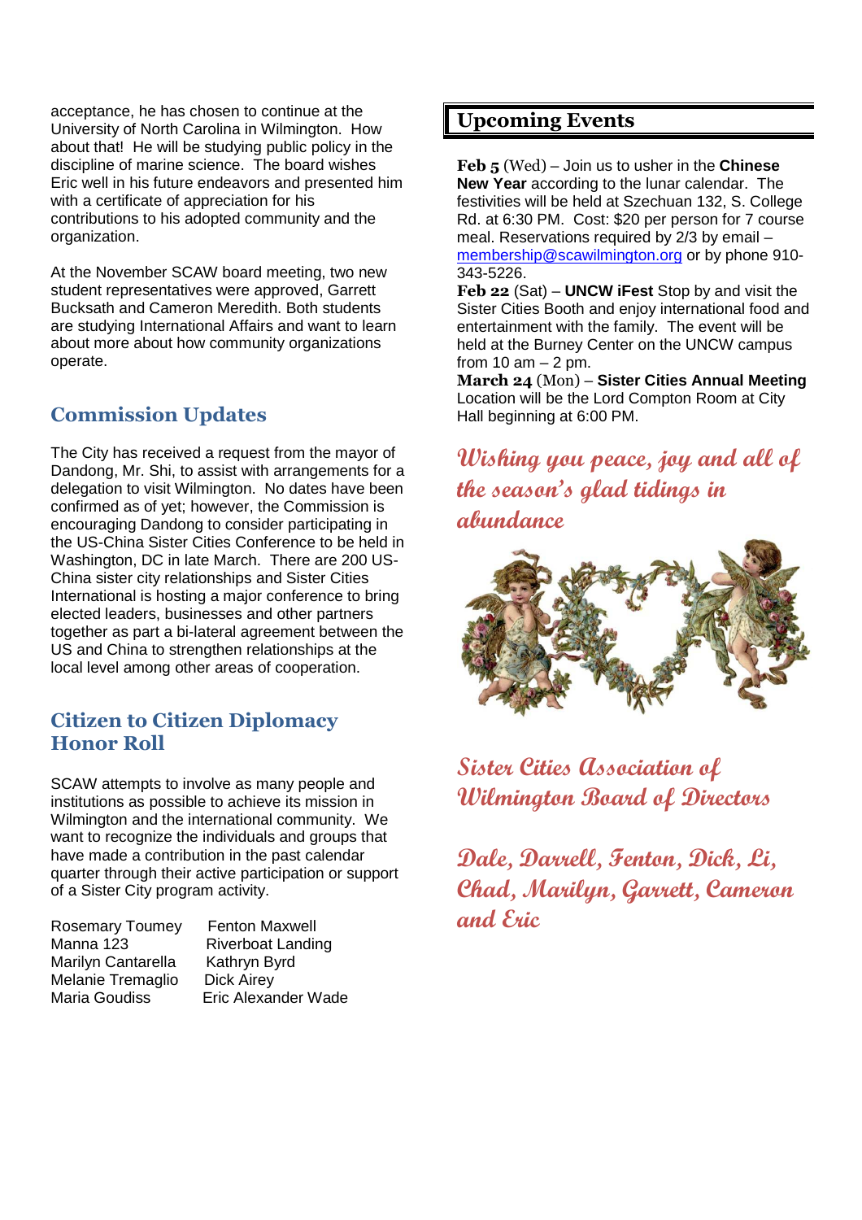acceptance, he has chosen to continue at the University of North Carolina in Wilmington. How about that! He will be studying public policy in the discipline of marine science. The board wishes Eric well in his future endeavors and presented him with a certificate of appreciation for his contributions to his adopted community and the organization.

At the November SCAW board meeting, two new student representatives were approved, Garrett Bucksath and Cameron Meredith. Both students are studying International Affairs and want to learn about more about how community organizations operate.

## Commission Updates

The City has received a request from the mayor of Dandong, Mr. Shi, to assist with arrangements for a delegation to visit Wilmington. No dates have been confirmed as of yet; however, the Commission is encouraging Dandong to consider participating in the US-China Sister Cities Conference to be held in Washington, DC in late March. There are 200 US-China sister city relationships and Sister Cities International is hosting a major conference to bring elected leaders, businesses and other partners together as part a bi-lateral agreement between the US and China to strengthen relationships at the local level among other areas of cooperation.

## Citizen to Citizen Diplomacy Honor Roll

SCAW attempts to involve as many people and institutions as possible to achieve its mission in Wilmington and the international community. We want to recognize the individuals and groups that have made a contribution in the past calendar quarter through their active participation or support of a Sister City program activity.

| | |
|---|---|
| Rosemary Toumey | Fenton Maxwell |
| Manna 123 | Riverboat Landing |
| Marilyn Cantarella | Kathryn Byrd |
| Melanie Tremaglio | Dick Airey |
| Maria Goudiss | Eric Alexander Wade |

## Upcoming Events

**Feb 5** (Wed) – Join us to usher in the **Chinese New Year** according to the lunar calendar. The festivities will be held at Szechuan 132, S. College Rd. at 6:30 PM. Cost: $20 per person for 7 course meal. Reservations required by 2/3 by email – membership@scawilmington.org or by phone 910-343-5226.

**Feb 22** (Sat) – **UNCW iFest** Stop by and visit the Sister Cities Booth and enjoy international food and entertainment with the family. The event will be held at the Burney Center on the UNCW campus from 10 am – 2 pm.

**March 24** (Mon) – **Sister Cities Annual Meeting** Location will be the Lord Compton Room at City Hall beginning at 6:00 PM.

*Wishing you peace, joy and all of the season's glad tidings in abundance*

*Sister Cities Association of Wilmington Board of Directors*

*Dale, Darrell, Fenton, Dick, Li, Chad, Marilyn, Garrett, Cameron and Eric*